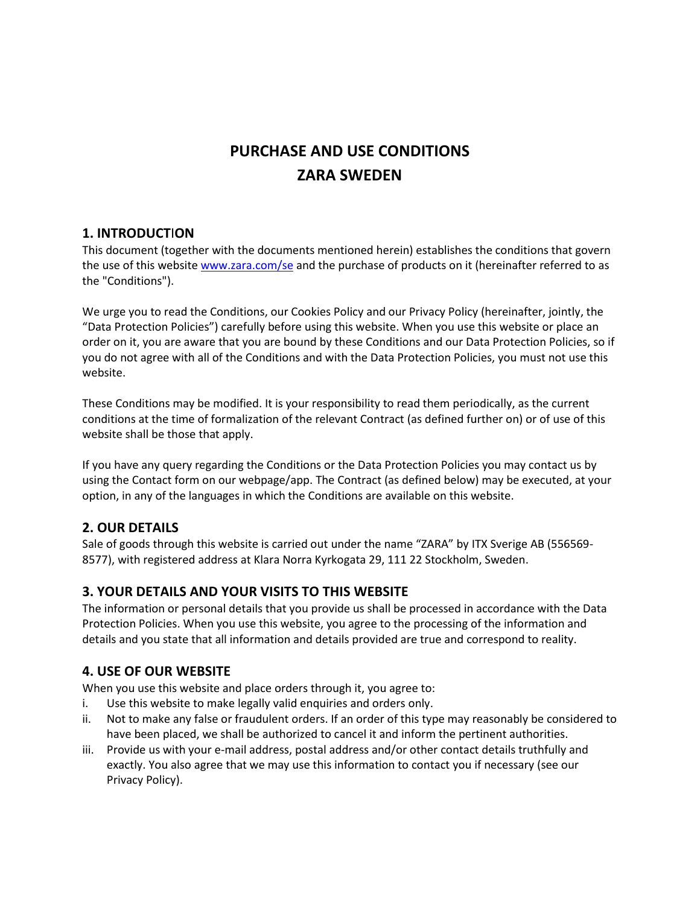# PURCHASE AND USE CONDITIONS
# ZARA SWEDEN

## 1. INTRODUCTION

This document (together with the documents mentioned herein) establishes the conditions that govern the use of this website [www.zara.com/se](http://www.zara.com/se) and the purchase of products on it (hereinafter referred to as the "Conditions").

We urge you to read the Conditions, our Cookies Policy and our Privacy Policy (hereinafter, jointly, the "Data Protection Policies") carefully before using this website. When you use this website or place an order on it, you are aware that you are bound by these Conditions and our Data Protection Policies, so if you do not agree with all of the Conditions and with the Data Protection Policies, you must not use this website.

These Conditions may be modified. It is your responsibility to read them periodically, as the current conditions at the time of formalization of the relevant Contract (as defined further on) or of use of this website shall be those that apply.

If you have any query regarding the Conditions or the Data Protection Policies you may contact us by using the Contact form on our webpage/app. The Contract (as defined below) may be executed, at your option, in any of the languages in which the Conditions are available on this website.

## 2. OUR DETAILS

Sale of goods through this website is carried out under the name "ZARA" by ITX Sverige AB (556569-8577), with registered address at Klara Norra Kyrkogata 29, 111 22 Stockholm, Sweden.

## 3. YOUR DETAILS AND YOUR VISITS TO THIS WEBSITE

The information or personal details that you provide us shall be processed in accordance with the Data Protection Policies. When you use this website, you agree to the processing of the information and details and you state that all information and details provided are true and correspond to reality.

## 4. USE OF OUR WEBSITE

When you use this website and place orders through it, you agree to:

i. Use this website to make legally valid enquiries and orders only.
ii. Not to make any false or fraudulent orders. If an order of this type may reasonably be considered to have been placed, we shall be authorized to cancel it and inform the pertinent authorities.
iii. Provide us with your e-mail address, postal address and/or other contact details truthfully and exactly. You also agree that we may use this information to contact you if necessary (see our Privacy Policy).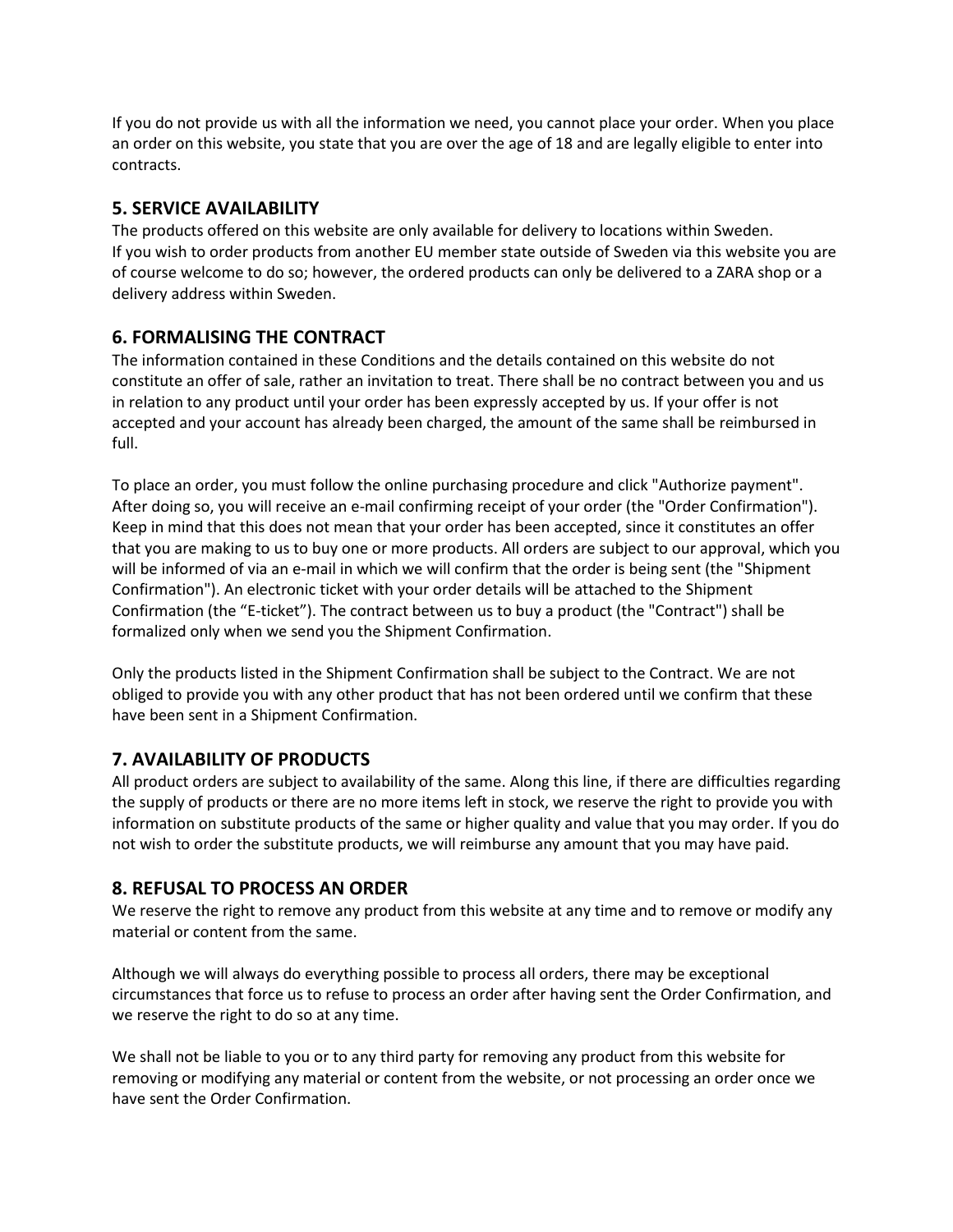If you do not provide us with all the information we need, you cannot place your order. When you place an order on this website, you state that you are over the age of 18 and are legally eligible to enter into contracts.

## 5. SERVICE AVAILABILITY

The products offered on this website are only available for delivery to locations within Sweden.
If you wish to order products from another EU member state outside of Sweden via this website you are of course welcome to do so; however, the ordered products can only be delivered to a ZARA shop or a delivery address within Sweden.

## 6. FORMALISING THE CONTRACT

The information contained in these Conditions and the details contained on this website do not constitute an offer of sale, rather an invitation to treat. There shall be no contract between you and us in relation to any product until your order has been expressly accepted by us. If your offer is not accepted and your account has already been charged, the amount of the same shall be reimbursed in full.

To place an order, you must follow the online purchasing procedure and click "Authorize payment". After doing so, you will receive an e-mail confirming receipt of your order (the "Order Confirmation"). Keep in mind that this does not mean that your order has been accepted, since it constitutes an offer that you are making to us to buy one or more products. All orders are subject to our approval, which you will be informed of via an e-mail in which we will confirm that the order is being sent (the "Shipment Confirmation"). An electronic ticket with your order details will be attached to the Shipment Confirmation (the “E-ticket”). The contract between us to buy a product (the "Contract") shall be formalized only when we send you the Shipment Confirmation.

Only the products listed in the Shipment Confirmation shall be subject to the Contract. We are not obliged to provide you with any other product that has not been ordered until we confirm that these have been sent in a Shipment Confirmation.

## 7. AVAILABILITY OF PRODUCTS

All product orders are subject to availability of the same. Along this line, if there are difficulties regarding the supply of products or there are no more items left in stock, we reserve the right to provide you with information on substitute products of the same or higher quality and value that you may order. If you do not wish to order the substitute products, we will reimburse any amount that you may have paid.

## 8. REFUSAL TO PROCESS AN ORDER

We reserve the right to remove any product from this website at any time and to remove or modify any material or content from the same.

Although we will always do everything possible to process all orders, there may be exceptional circumstances that force us to refuse to process an order after having sent the Order Confirmation, and we reserve the right to do so at any time.

We shall not be liable to you or to any third party for removing any product from this website for removing or modifying any material or content from the website, or not processing an order once we have sent the Order Confirmation.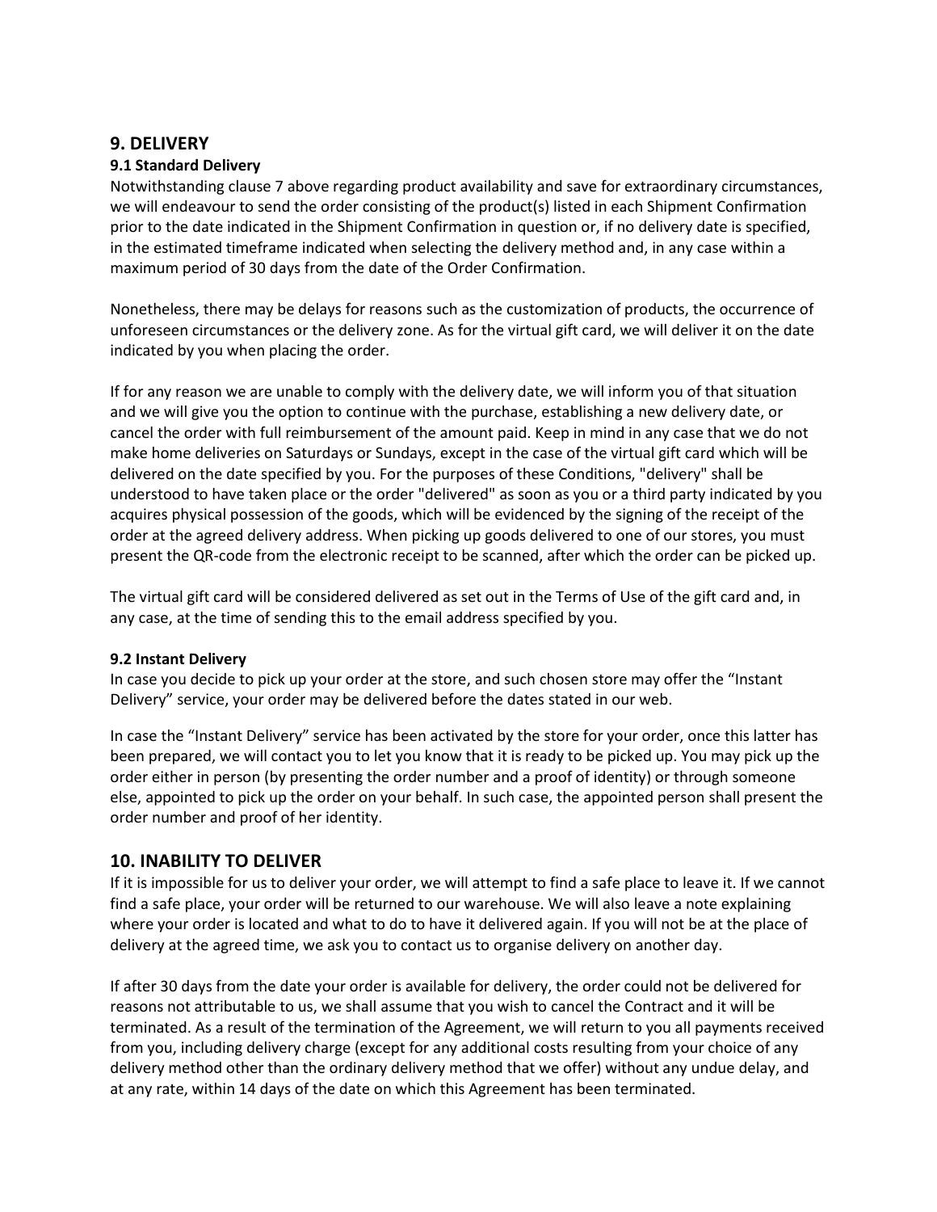## 9. DELIVERY

### 9.1 Standard Delivery

Notwithstanding clause 7 above regarding product availability and save for extraordinary circumstances, we will endeavour to send the order consisting of the product(s) listed in each Shipment Confirmation prior to the date indicated in the Shipment Confirmation in question or, if no delivery date is specified, in the estimated timeframe indicated when selecting the delivery method and, in any case within a maximum period of 30 days from the date of the Order Confirmation.

Nonetheless, there may be delays for reasons such as the customization of products, the occurrence of unforeseen circumstances or the delivery zone. As for the virtual gift card, we will deliver it on the date indicated by you when placing the order.

If for any reason we are unable to comply with the delivery date, we will inform you of that situation and we will give you the option to continue with the purchase, establishing a new delivery date, or cancel the order with full reimbursement of the amount paid. Keep in mind in any case that we do not make home deliveries on Saturdays or Sundays, except in the case of the virtual gift card which will be delivered on the date specified by you. For the purposes of these Conditions, "delivery" shall be understood to have taken place or the order "delivered" as soon as you or a third party indicated by you acquires physical possession of the goods, which will be evidenced by the signing of the receipt of the order at the agreed delivery address. When picking up goods delivered to one of our stores, you must present the QR-code from the electronic receipt to be scanned, after which the order can be picked up.

The virtual gift card will be considered delivered as set out in the Terms of Use of the gift card and, in any case, at the time of sending this to the email address specified by you.

### 9.2 Instant Delivery

In case you decide to pick up your order at the store, and such chosen store may offer the “Instant Delivery” service, your order may be delivered before the dates stated in our web.

In case the “Instant Delivery” service has been activated by the store for your order, once this latter has been prepared, we will contact you to let you know that it is ready to be picked up. You may pick up the order either in person (by presenting the order number and a proof of identity) or through someone else, appointed to pick up the order on your behalf. In such case, the appointed person shall present the order number and proof of her identity.

## 10. INABILITY TO DELIVER

If it is impossible for us to deliver your order, we will attempt to find a safe place to leave it. If we cannot find a safe place, your order will be returned to our warehouse. We will also leave a note explaining where your order is located and what to do to have it delivered again. If you will not be at the place of delivery at the agreed time, we ask you to contact us to organise delivery on another day.

If after 30 days from the date your order is available for delivery, the order could not be delivered for reasons not attributable to us, we shall assume that you wish to cancel the Contract and it will be terminated. As a result of the termination of the Agreement, we will return to you all payments received from you, including delivery charge (except for any additional costs resulting from your choice of any delivery method other than the ordinary delivery method that we offer) without any undue delay, and at any rate, within 14 days of the date on which this Agreement has been terminated.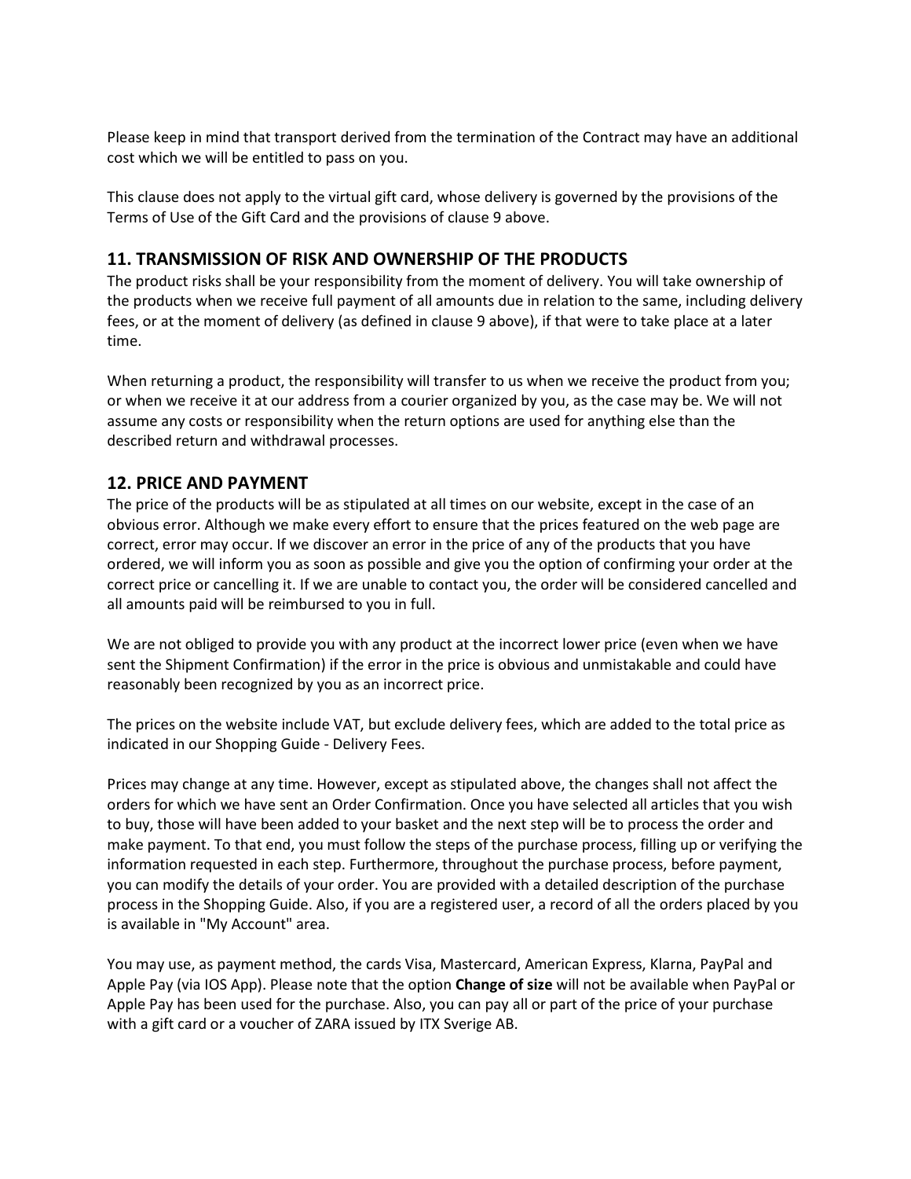Please keep in mind that transport derived from the termination of the Contract may have an additional cost which we will be entitled to pass on you.

This clause does not apply to the virtual gift card, whose delivery is governed by the provisions of the Terms of Use of the Gift Card and the provisions of clause 9 above.

## 11. TRANSMISSION OF RISK AND OWNERSHIP OF THE PRODUCTS

The product risks shall be your responsibility from the moment of delivery. You will take ownership of the products when we receive full payment of all amounts due in relation to the same, including delivery fees, or at the moment of delivery (as defined in clause 9 above), if that were to take place at a later time.

When returning a product, the responsibility will transfer to us when we receive the product from you; or when we receive it at our address from a courier organized by you, as the case may be. We will not assume any costs or responsibility when the return options are used for anything else than the described return and withdrawal processes.

## 12. PRICE AND PAYMENT

The price of the products will be as stipulated at all times on our website, except in the case of an obvious error. Although we make every effort to ensure that the prices featured on the web page are correct, error may occur. If we discover an error in the price of any of the products that you have ordered, we will inform you as soon as possible and give you the option of confirming your order at the correct price or cancelling it. If we are unable to contact you, the order will be considered cancelled and all amounts paid will be reimbursed to you in full.

We are not obliged to provide you with any product at the incorrect lower price (even when we have sent the Shipment Confirmation) if the error in the price is obvious and unmistakable and could have reasonably been recognized by you as an incorrect price.

The prices on the website include VAT, but exclude delivery fees, which are added to the total price as indicated in our Shopping Guide - Delivery Fees.

Prices may change at any time. However, except as stipulated above, the changes shall not affect the orders for which we have sent an Order Confirmation. Once you have selected all articles that you wish to buy, those will have been added to your basket and the next step will be to process the order and make payment. To that end, you must follow the steps of the purchase process, filling up or verifying the information requested in each step. Furthermore, throughout the purchase process, before payment, you can modify the details of your order. You are provided with a detailed description of the purchase process in the Shopping Guide. Also, if you are a registered user, a record of all the orders placed by you is available in "My Account" area.

You may use, as payment method, the cards Visa, Mastercard, American Express, Klarna, PayPal and Apple Pay (via IOS App). Please note that the option **Change of size** will not be available when PayPal or Apple Pay has been used for the purchase. Also, you can pay all or part of the price of your purchase with a gift card or a voucher of ZARA issued by ITX Sverige AB.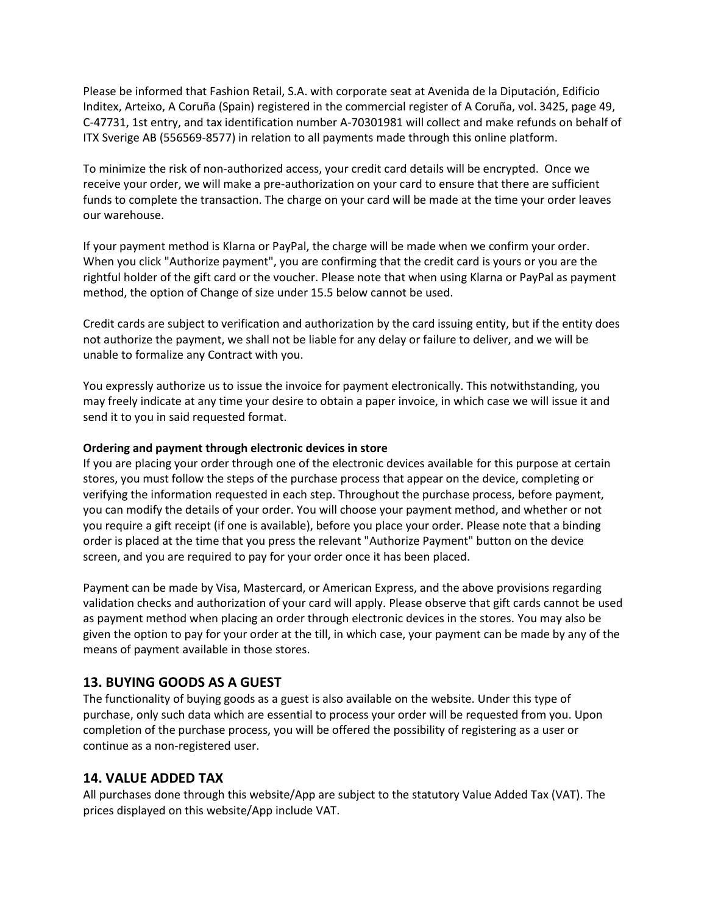Please be informed that Fashion Retail, S.A. with corporate seat at Avenida de la Diputación, Edificio Inditex, Arteixo, A Coruña (Spain) registered in the commercial register of A Coruña, vol. 3425, page 49, C-47731, 1st entry, and tax identification number A-70301981 will collect and make refunds on behalf of ITX Sverige AB (556569-8577) in relation to all payments made through this online platform.

To minimize the risk of non-authorized access, your credit card details will be encrypted. Once we receive your order, we will make a pre-authorization on your card to ensure that there are sufficient funds to complete the transaction. The charge on your card will be made at the time your order leaves our warehouse.

If your payment method is Klarna or PayPal, the charge will be made when we confirm your order. When you click "Authorize payment", you are confirming that the credit card is yours or you are the rightful holder of the gift card or the voucher. Please note that when using Klarna or PayPal as payment method, the option of Change of size under 15.5 below cannot be used.

Credit cards are subject to verification and authorization by the card issuing entity, but if the entity does not authorize the payment, we shall not be liable for any delay or failure to deliver, and we will be unable to formalize any Contract with you.

You expressly authorize us to issue the invoice for payment electronically. This notwithstanding, you may freely indicate at any time your desire to obtain a paper invoice, in which case we will issue it and send it to you in said requested format.

**Ordering and payment through electronic devices in store**

If you are placing your order through one of the electronic devices available for this purpose at certain stores, you must follow the steps of the purchase process that appear on the device, completing or verifying the information requested in each step. Throughout the purchase process, before payment, you can modify the details of your order. You will choose your payment method, and whether or not you require a gift receipt (if one is available), before you place your order. Please note that a binding order is placed at the time that you press the relevant "Authorize Payment" button on the device screen, and you are required to pay for your order once it has been placed.

Payment can be made by Visa, Mastercard, or American Express, and the above provisions regarding validation checks and authorization of your card will apply. Please observe that gift cards cannot be used as payment method when placing an order through electronic devices in the stores. You may also be given the option to pay for your order at the till, in which case, your payment can be made by any of the means of payment available in those stores.

## 13. BUYING GOODS AS A GUEST

The functionality of buying goods as a guest is also available on the website. Under this type of purchase, only such data which are essential to process your order will be requested from you. Upon completion of the purchase process, you will be offered the possibility of registering as a user or continue as a non-registered user.

## 14. VALUE ADDED TAX

All purchases done through this website/App are subject to the statutory Value Added Tax (VAT). The prices displayed on this website/App include VAT.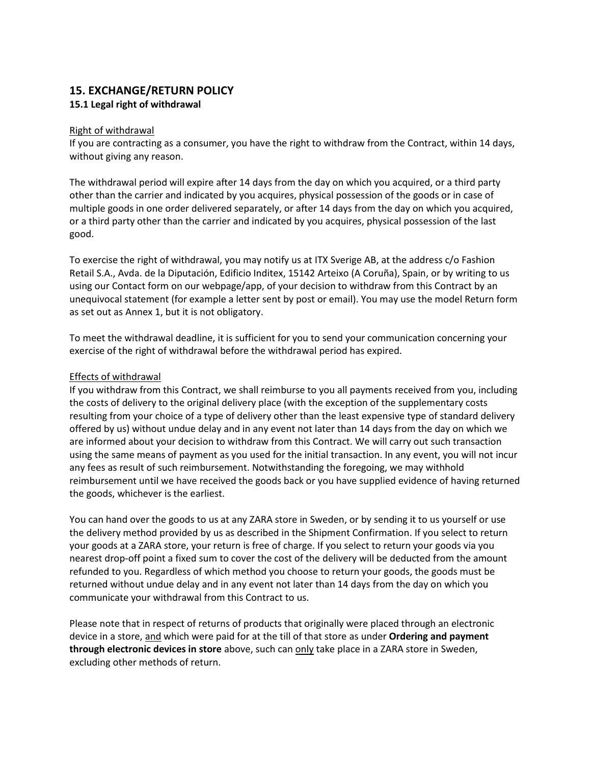## 15. EXCHANGE/RETURN POLICY

### 15.1 Legal right of withdrawal

<u>Right of withdrawal</u>

If you are contracting as a consumer, you have the right to withdraw from the Contract, within 14 days, without giving any reason.

The withdrawal period will expire after 14 days from the day on which you acquired, or a third party other than the carrier and indicated by you acquires, physical possession of the goods or in case of multiple goods in one order delivered separately, or after 14 days from the day on which you acquired, or a third party other than the carrier and indicated by you acquires, physical possession of the last good.

To exercise the right of withdrawal, you may notify us at ITX Sverige AB, at the address c/o Fashion Retail S.A., Avda. de la Diputación, Edificio Inditex, 15142 Arteixo (A Coruña), Spain, or by writing to us using our Contact form on our webpage/app, of your decision to withdraw from this Contract by an unequivocal statement (for example a letter sent by post or email). You may use the model Return form as set out as Annex 1, but it is not obligatory.

To meet the withdrawal deadline, it is sufficient for you to send your communication concerning your exercise of the right of withdrawal before the withdrawal period has expired.

<u>Effects of withdrawal</u>

If you withdraw from this Contract, we shall reimburse to you all payments received from you, including the costs of delivery to the original delivery place (with the exception of the supplementary costs resulting from your choice of a type of delivery other than the least expensive type of standard delivery offered by us) without undue delay and in any event not later than 14 days from the day on which we are informed about your decision to withdraw from this Contract. We will carry out such transaction using the same means of payment as you used for the initial transaction. In any event, you will not incur any fees as result of such reimbursement. Notwithstanding the foregoing, we may withhold reimbursement until we have received the goods back or you have supplied evidence of having returned the goods, whichever is the earliest.

You can hand over the goods to us at any ZARA store in Sweden, or by sending it to us yourself or use the delivery method provided by us as described in the Shipment Confirmation. If you select to return your goods at a ZARA store, your return is free of charge. If you select to return your goods via you nearest drop-off point a fixed sum to cover the cost of the delivery will be deducted from the amount refunded to you. Regardless of which method you choose to return your goods, the goods must be returned without undue delay and in any event not later than 14 days from the day on which you communicate your withdrawal from this Contract to us.

Please note that in respect of returns of products that originally were placed through an electronic device in a store, <u>and</u> which were paid for at the till of that store as under **Ordering and payment through electronic devices in store** above, such can <u>only</u> take place in a ZARA store in Sweden, excluding other methods of return.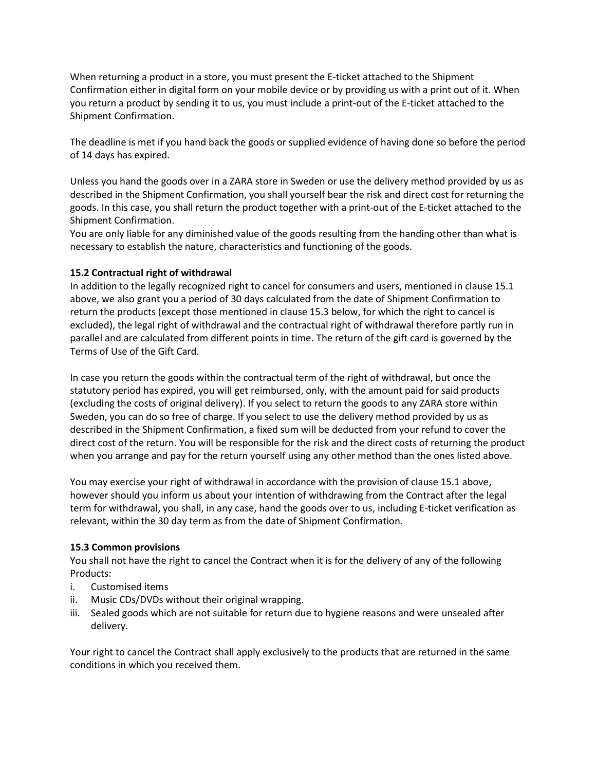When returning a product in a store, you must present the E-ticket attached to the Shipment Confirmation either in digital form on your mobile device or by providing us with a print out of it. When you return a product by sending it to us, you must include a print-out of the E-ticket attached to the Shipment Confirmation.

The deadline is met if you hand back the goods or supplied evidence of having done so before the period of 14 days has expired.

Unless you hand the goods over in a ZARA store in Sweden or use the delivery method provided by us as described in the Shipment Confirmation, you shall yourself bear the risk and direct cost for returning the goods. In this case, you shall return the product together with a print-out of the E-ticket attached to the Shipment Confirmation.
You are only liable for any diminished value of the goods resulting from the handing other than what is necessary to establish the nature, characteristics and functioning of the goods.

**15.2 Contractual right of withdrawal**
In addition to the legally recognized right to cancel for consumers and users, mentioned in clause 15.1 above, we also grant you a period of 30 days calculated from the date of Shipment Confirmation to return the products (except those mentioned in clause 15.3 below, for which the right to cancel is excluded), the legal right of withdrawal and the contractual right of withdrawal therefore partly run in parallel and are calculated from different points in time. The return of the gift card is governed by the Terms of Use of the Gift Card.

In case you return the goods within the contractual term of the right of withdrawal, but once the statutory period has expired, you will get reimbursed, only, with the amount paid for said products (excluding the costs of original delivery). If you select to return the goods to any ZARA store within Sweden, you can do so free of charge. If you select to use the delivery method provided by us as described in the Shipment Confirmation, a fixed sum will be deducted from your refund to cover the direct cost of the return. You will be responsible for the risk and the direct costs of returning the product when you arrange and pay for the return yourself using any other method than the ones listed above.

You may exercise your right of withdrawal in accordance with the provision of clause 15.1 above, however should you inform us about your intention of withdrawing from the Contract after the legal term for withdrawal, you shall, in any case, hand the goods over to us, including E-ticket verification as relevant, within the 30 day term as from the date of Shipment Confirmation.

**15.3 Common provisions**
You shall not have the right to cancel the Contract when it is for the delivery of any of the following Products:

i. Customised items
ii. Music CDs/DVDs without their original wrapping.
iii. Sealed goods which are not suitable for return due to hygiene reasons and were unsealed after delivery.

Your right to cancel the Contract shall apply exclusively to the products that are returned in the same conditions in which you received them.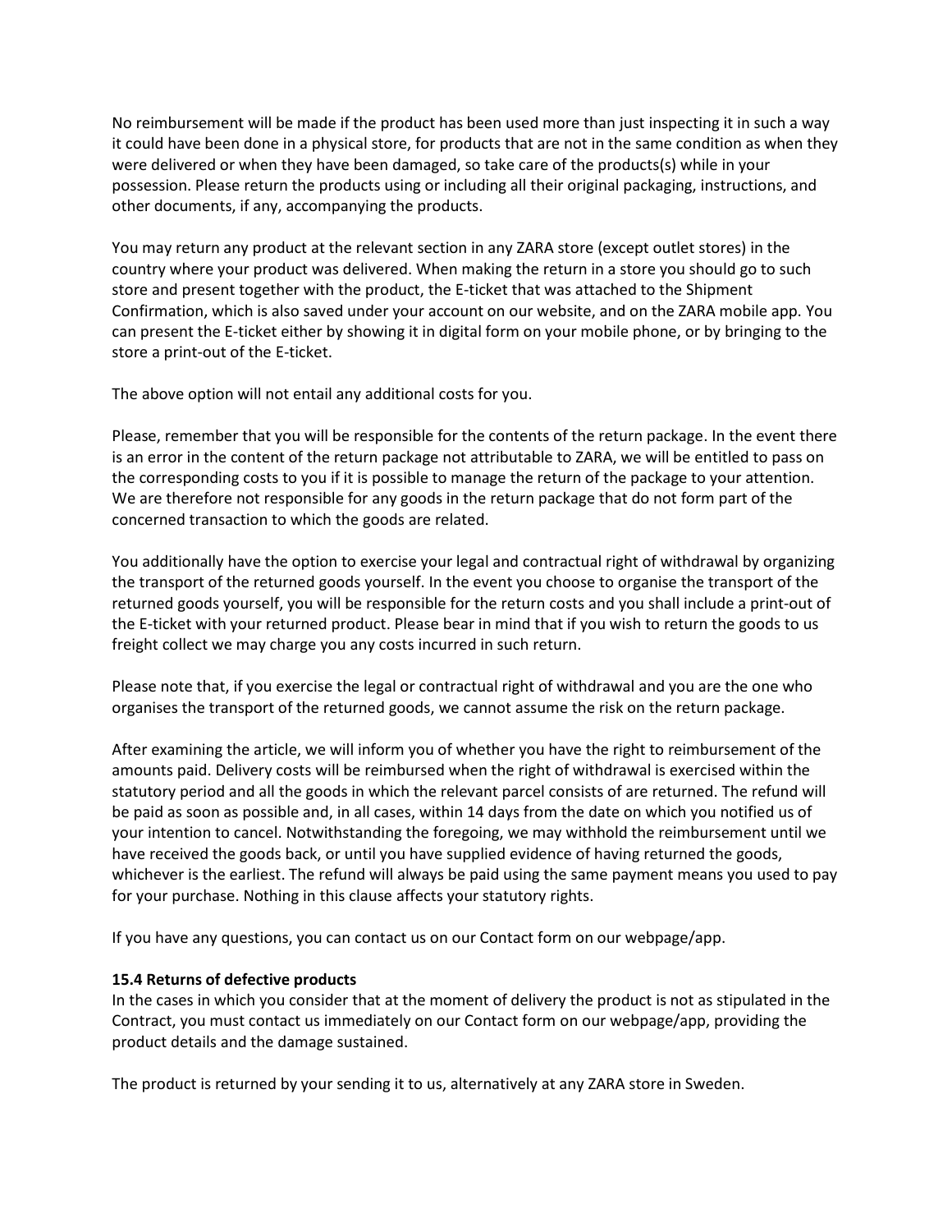No reimbursement will be made if the product has been used more than just inspecting it in such a way it could have been done in a physical store, for products that are not in the same condition as when they were delivered or when they have been damaged, so take care of the products(s) while in your possession. Please return the products using or including all their original packaging, instructions, and other documents, if any, accompanying the products.

You may return any product at the relevant section in any ZARA store (except outlet stores) in the country where your product was delivered. When making the return in a store you should go to such store and present together with the product, the E-ticket that was attached to the Shipment Confirmation, which is also saved under your account on our website, and on the ZARA mobile app. You can present the E-ticket either by showing it in digital form on your mobile phone, or by bringing to the store a print-out of the E-ticket.

The above option will not entail any additional costs for you.

Please, remember that you will be responsible for the contents of the return package. In the event there is an error in the content of the return package not attributable to ZARA, we will be entitled to pass on the corresponding costs to you if it is possible to manage the return of the package to your attention. We are therefore not responsible for any goods in the return package that do not form part of the concerned transaction to which the goods are related.

You additionally have the option to exercise your legal and contractual right of withdrawal by organizing the transport of the returned goods yourself. In the event you choose to organise the transport of the returned goods yourself, you will be responsible for the return costs and you shall include a print-out of the E-ticket with your returned product. Please bear in mind that if you wish to return the goods to us freight collect we may charge you any costs incurred in such return.

Please note that, if you exercise the legal or contractual right of withdrawal and you are the one who organises the transport of the returned goods, we cannot assume the risk on the return package.

After examining the article, we will inform you of whether you have the right to reimbursement of the amounts paid. Delivery costs will be reimbursed when the right of withdrawal is exercised within the statutory period and all the goods in which the relevant parcel consists of are returned. The refund will be paid as soon as possible and, in all cases, within 14 days from the date on which you notified us of your intention to cancel. Notwithstanding the foregoing, we may withhold the reimbursement until we have received the goods back, or until you have supplied evidence of having returned the goods, whichever is the earliest. The refund will always be paid using the same payment means you used to pay for your purchase. Nothing in this clause affects your statutory rights.

If you have any questions, you can contact us on our Contact form on our webpage/app.

**15.4 Returns of defective products**

In the cases in which you consider that at the moment of delivery the product is not as stipulated in the Contract, you must contact us immediately on our Contact form on our webpage/app, providing the product details and the damage sustained.

The product is returned by your sending it to us, alternatively at any ZARA store in Sweden.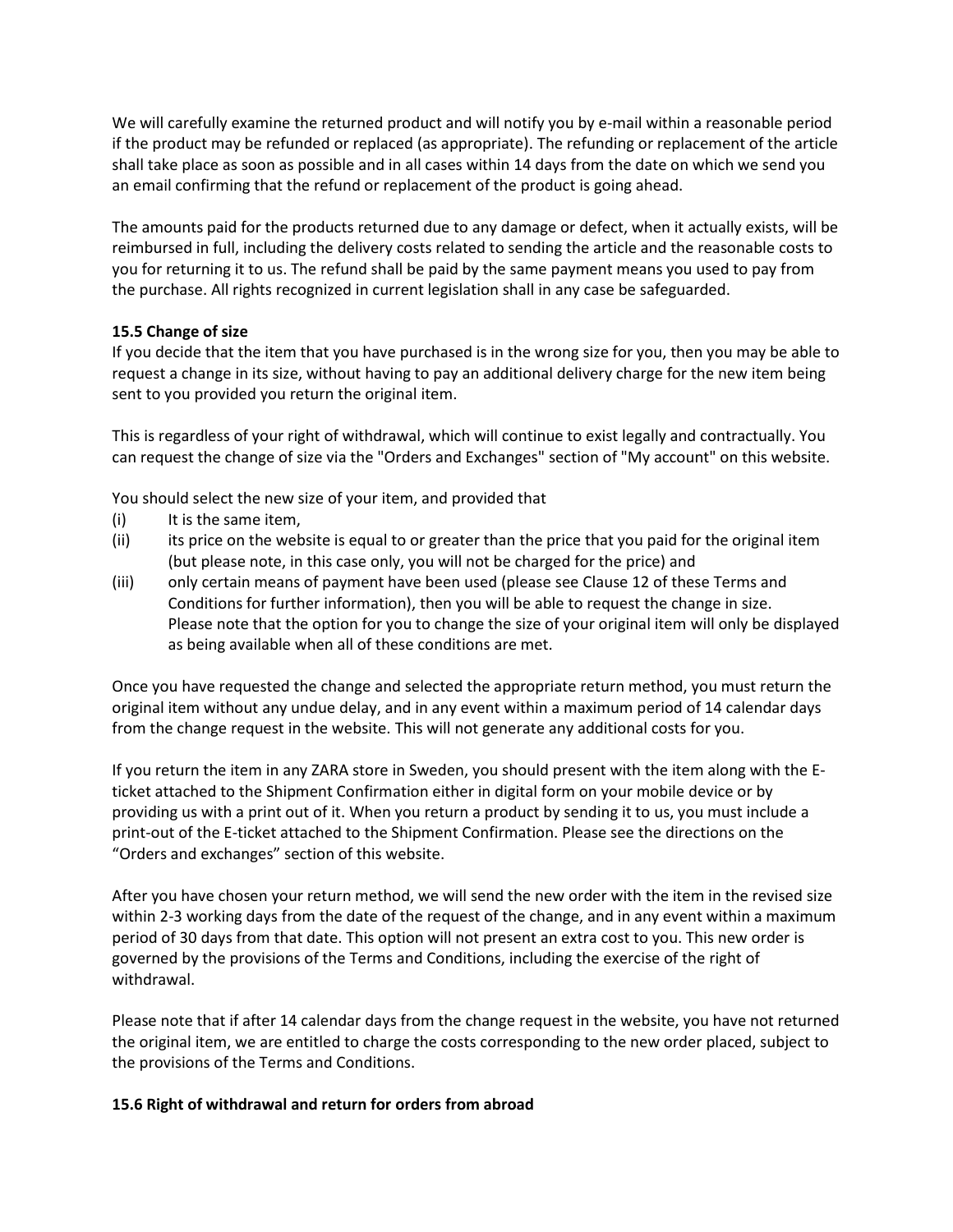We will carefully examine the returned product and will notify you by e-mail within a reasonable period if the product may be refunded or replaced (as appropriate). The refunding or replacement of the article shall take place as soon as possible and in all cases within 14 days from the date on which we send you an email confirming that the refund or replacement of the product is going ahead.

The amounts paid for the products returned due to any damage or defect, when it actually exists, will be reimbursed in full, including the delivery costs related to sending the article and the reasonable costs to you for returning it to us. The refund shall be paid by the same payment means you used to pay from the purchase. All rights recognized in current legislation shall in any case be safeguarded.

**15.5 Change of size**

If you decide that the item that you have purchased is in the wrong size for you, then you may be able to request a change in its size, without having to pay an additional delivery charge for the new item being sent to you provided you return the original item.

This is regardless of your right of withdrawal, which will continue to exist legally and contractually. You can request the change of size via the "Orders and Exchanges" section of "My account" on this website.

You should select the new size of your item, and provided that

(i) It is the same item,

(ii) its price on the website is equal to or greater than the price that you paid for the original item (but please note, in this case only, you will not be charged for the price) and

(iii) only certain means of payment have been used (please see Clause 12 of these Terms and Conditions for further information), then you will be able to request the change in size. Please note that the option for you to change the size of your original item will only be displayed as being available when all of these conditions are met.

Once you have requested the change and selected the appropriate return method, you must return the original item without any undue delay, and in any event within a maximum period of 14 calendar days from the change request in the website. This will not generate any additional costs for you.

If you return the item in any ZARA store in Sweden, you should present with the item along with the E-ticket attached to the Shipment Confirmation either in digital form on your mobile device or by providing us with a print out of it. When you return a product by sending it to us, you must include a print-out of the E-ticket attached to the Shipment Confirmation. Please see the directions on the “Orders and exchanges” section of this website.

After you have chosen your return method, we will send the new order with the item in the revised size within 2-3 working days from the date of the request of the change, and in any event within a maximum period of 30 days from that date. This option will not present an extra cost to you. This new order is governed by the provisions of the Terms and Conditions, including the exercise of the right of withdrawal.

Please note that if after 14 calendar days from the change request in the website, you have not returned the original item, we are entitled to charge the costs corresponding to the new order placed, subject to the provisions of the Terms and Conditions.

**15.6 Right of withdrawal and return for orders from abroad**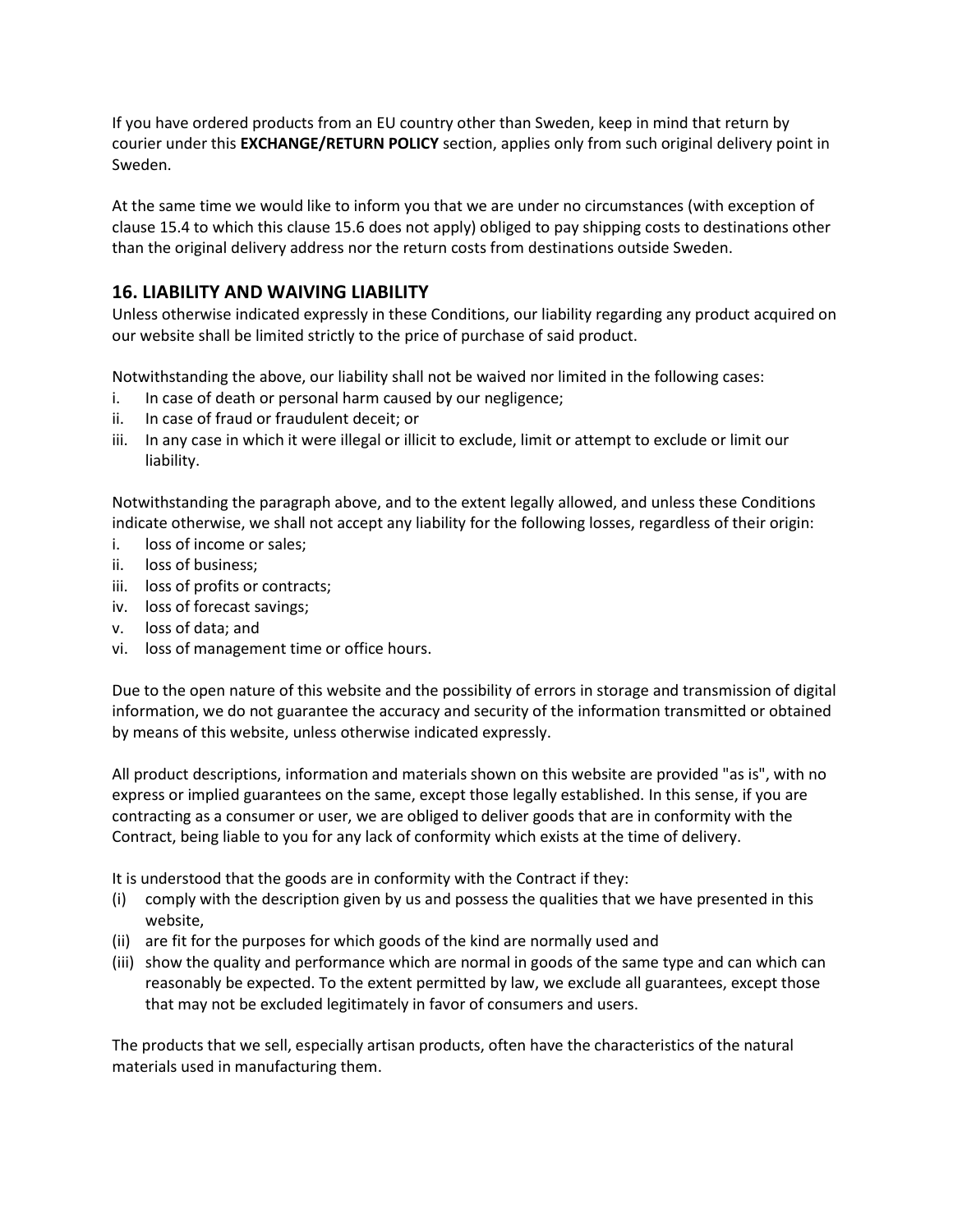If you have ordered products from an EU country other than Sweden, keep in mind that return by courier under this **EXCHANGE/RETURN POLICY** section, applies only from such original delivery point in Sweden.

At the same time we would like to inform you that we are under no circumstances (with exception of clause 15.4 to which this clause 15.6 does not apply) obliged to pay shipping costs to destinations other than the original delivery address nor the return costs from destinations outside Sweden.

## 16. LIABILITY AND WAIVING LIABILITY

Unless otherwise indicated expressly in these Conditions, our liability regarding any product acquired on our website shall be limited strictly to the price of purchase of said product.

Notwithstanding the above, our liability shall not be waived nor limited in the following cases:

i. In case of death or personal harm caused by our negligence;
ii. In case of fraud or fraudulent deceit; or
iii. In any case in which it were illegal or illicit to exclude, limit or attempt to exclude or limit our liability.

Notwithstanding the paragraph above, and to the extent legally allowed, and unless these Conditions indicate otherwise, we shall not accept any liability for the following losses, regardless of their origin:

i. loss of income or sales;
ii. loss of business;
iii. loss of profits or contracts;
iv. loss of forecast savings;
v. loss of data; and
vi. loss of management time or office hours.

Due to the open nature of this website and the possibility of errors in storage and transmission of digital information, we do not guarantee the accuracy and security of the information transmitted or obtained by means of this website, unless otherwise indicated expressly.

All product descriptions, information and materials shown on this website are provided "as is", with no express or implied guarantees on the same, except those legally established. In this sense, if you are contracting as a consumer or user, we are obliged to deliver goods that are in conformity with the Contract, being liable to you for any lack of conformity which exists at the time of delivery.

It is understood that the goods are in conformity with the Contract if they:

(i) comply with the description given by us and possess the qualities that we have presented in this website,
(ii) are fit for the purposes for which goods of the kind are normally used and
(iii) show the quality and performance which are normal in goods of the same type and can which can reasonably be expected. To the extent permitted by law, we exclude all guarantees, except those that may not be excluded legitimately in favor of consumers and users.

The products that we sell, especially artisan products, often have the characteristics of the natural materials used in manufacturing them.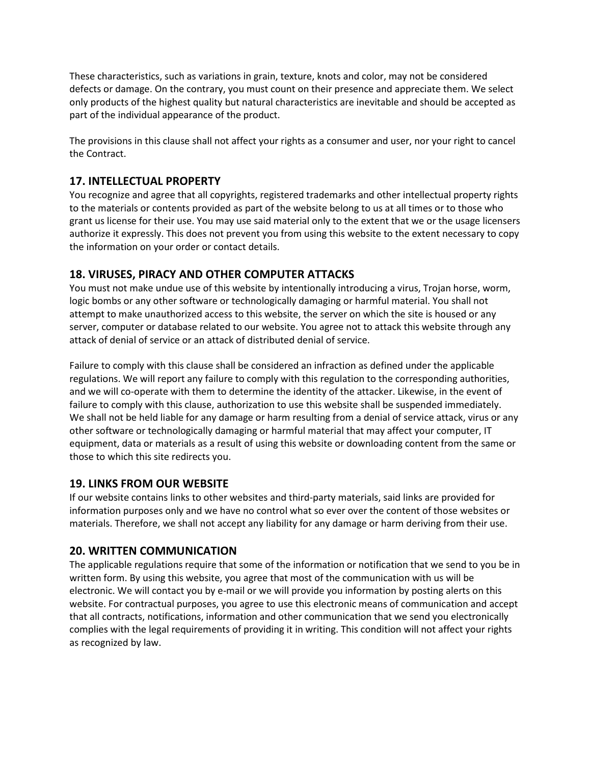These characteristics, such as variations in grain, texture, knots and color, may not be considered defects or damage. On the contrary, you must count on their presence and appreciate them. We select only products of the highest quality but natural characteristics are inevitable and should be accepted as part of the individual appearance of the product.

The provisions in this clause shall not affect your rights as a consumer and user, nor your right to cancel the Contract.

## 17. INTELLECTUAL PROPERTY

You recognize and agree that all copyrights, registered trademarks and other intellectual property rights to the materials or contents provided as part of the website belong to us at all times or to those who grant us license for their use. You may use said material only to the extent that we or the usage licensers authorize it expressly. This does not prevent you from using this website to the extent necessary to copy the information on your order or contact details.

## 18. VIRUSES, PIRACY AND OTHER COMPUTER ATTACKS

You must not make undue use of this website by intentionally introducing a virus, Trojan horse, worm, logic bombs or any other software or technologically damaging or harmful material. You shall not attempt to make unauthorized access to this website, the server on which the site is housed or any server, computer or database related to our website. You agree not to attack this website through any attack of denial of service or an attack of distributed denial of service.

Failure to comply with this clause shall be considered an infraction as defined under the applicable regulations. We will report any failure to comply with this regulation to the corresponding authorities, and we will co-operate with them to determine the identity of the attacker. Likewise, in the event of failure to comply with this clause, authorization to use this website shall be suspended immediately. We shall not be held liable for any damage or harm resulting from a denial of service attack, virus or any other software or technologically damaging or harmful material that may affect your computer, IT equipment, data or materials as a result of using this website or downloading content from the same or those to which this site redirects you.

## 19. LINKS FROM OUR WEBSITE

If our website contains links to other websites and third-party materials, said links are provided for information purposes only and we have no control what so ever over the content of those websites or materials. Therefore, we shall not accept any liability for any damage or harm deriving from their use.

## 20. WRITTEN COMMUNICATION

The applicable regulations require that some of the information or notification that we send to you be in written form. By using this website, you agree that most of the communication with us will be electronic. We will contact you by e-mail or we will provide you information by posting alerts on this website. For contractual purposes, you agree to use this electronic means of communication and accept that all contracts, notifications, information and other communication that we send you electronically complies with the legal requirements of providing it in writing. This condition will not affect your rights as recognized by law.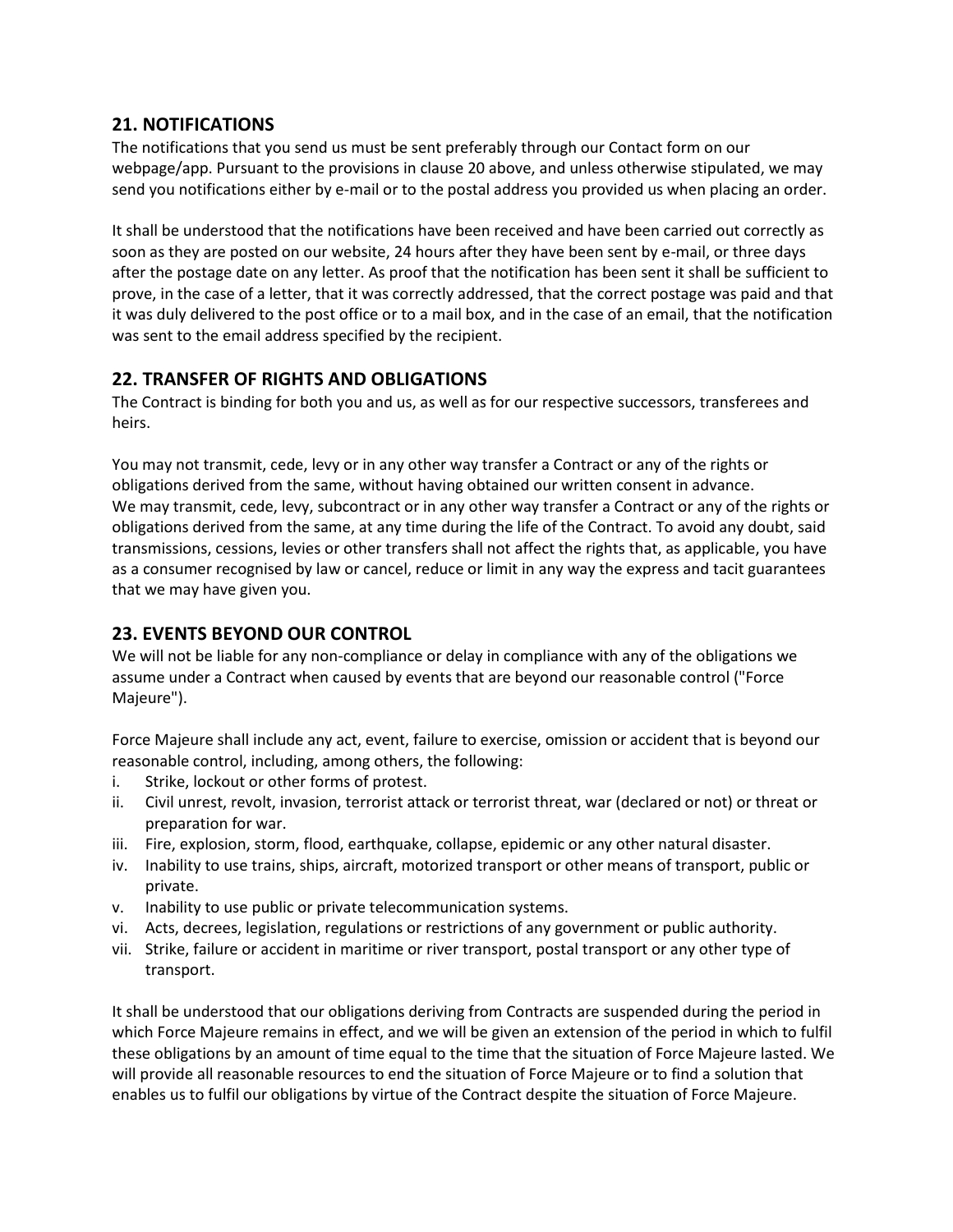## 21. NOTIFICATIONS

The notifications that you send us must be sent preferably through our Contact form on our webpage/app. Pursuant to the provisions in clause 20 above, and unless otherwise stipulated, we may send you notifications either by e-mail or to the postal address you provided us when placing an order.

It shall be understood that the notifications have been received and have been carried out correctly as soon as they are posted on our website, 24 hours after they have been sent by e-mail, or three days after the postage date on any letter. As proof that the notification has been sent it shall be sufficient to prove, in the case of a letter, that it was correctly addressed, that the correct postage was paid and that it was duly delivered to the post office or to a mail box, and in the case of an email, that the notification was sent to the email address specified by the recipient.

## 22. TRANSFER OF RIGHTS AND OBLIGATIONS

The Contract is binding for both you and us, as well as for our respective successors, transferees and heirs.

You may not transmit, cede, levy or in any other way transfer a Contract or any of the rights or obligations derived from the same, without having obtained our written consent in advance.
We may transmit, cede, levy, subcontract or in any other way transfer a Contract or any of the rights or obligations derived from the same, at any time during the life of the Contract. To avoid any doubt, said transmissions, cessions, levies or other transfers shall not affect the rights that, as applicable, you have as a consumer recognised by law or cancel, reduce or limit in any way the express and tacit guarantees that we may have given you.

## 23. EVENTS BEYOND OUR CONTROL

We will not be liable for any non-compliance or delay in compliance with any of the obligations we assume under a Contract when caused by events that are beyond our reasonable control ("Force Majeure").

Force Majeure shall include any act, event, failure to exercise, omission or accident that is beyond our reasonable control, including, among others, the following:

i. Strike, lockout or other forms of protest.
ii. Civil unrest, revolt, invasion, terrorist attack or terrorist threat, war (declared or not) or threat or preparation for war.
iii. Fire, explosion, storm, flood, earthquake, collapse, epidemic or any other natural disaster.
iv. Inability to use trains, ships, aircraft, motorized transport or other means of transport, public or private.
v. Inability to use public or private telecommunication systems.
vi. Acts, decrees, legislation, regulations or restrictions of any government or public authority.
vii. Strike, failure or accident in maritime or river transport, postal transport or any other type of transport.

It shall be understood that our obligations deriving from Contracts are suspended during the period in which Force Majeure remains in effect, and we will be given an extension of the period in which to fulfil these obligations by an amount of time equal to the time that the situation of Force Majeure lasted. We will provide all reasonable resources to end the situation of Force Majeure or to find a solution that enables us to fulfil our obligations by virtue of the Contract despite the situation of Force Majeure.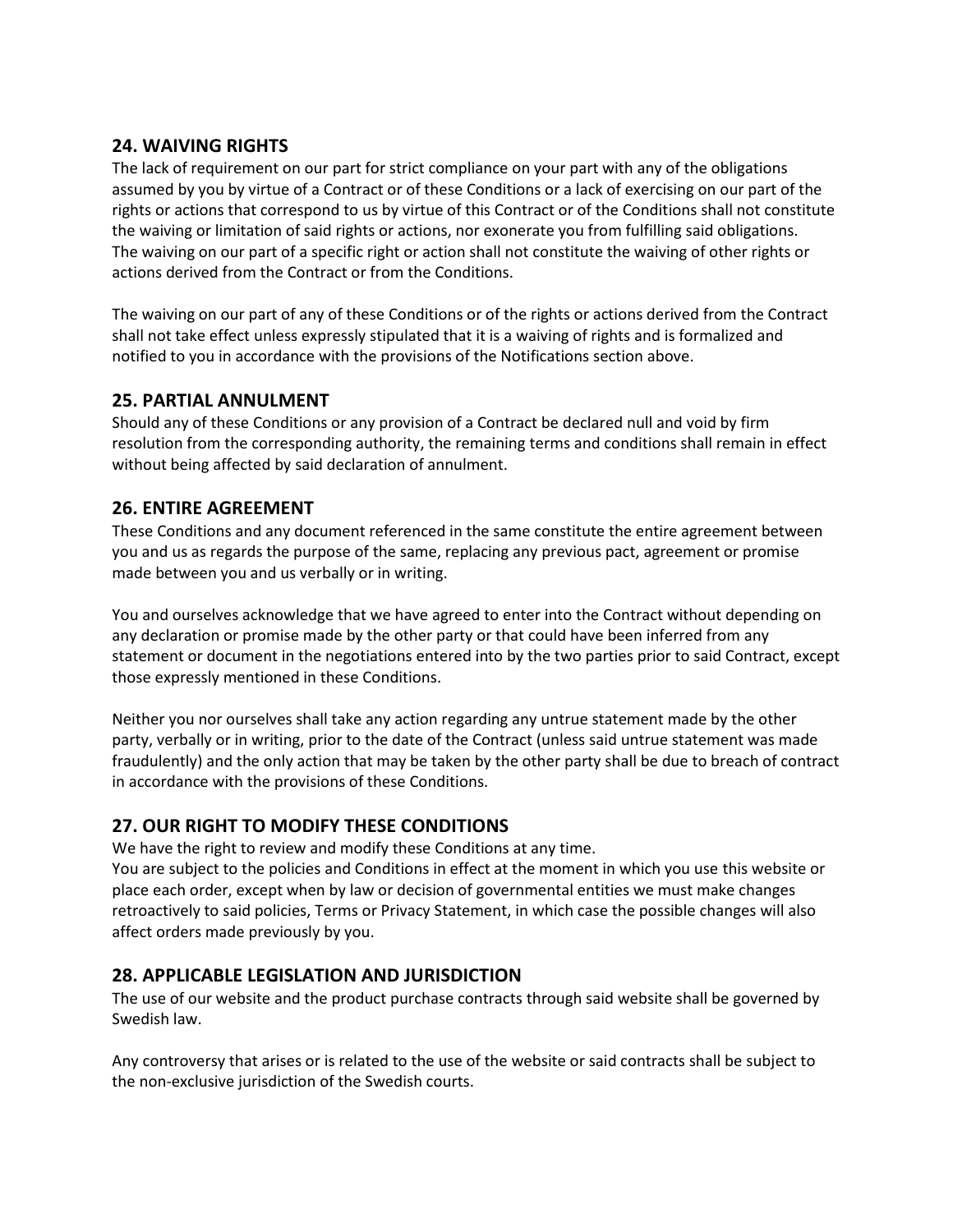## 24. WAIVING RIGHTS

The lack of requirement on our part for strict compliance on your part with any of the obligations assumed by you by virtue of a Contract or of these Conditions or a lack of exercising on our part of the rights or actions that correspond to us by virtue of this Contract or of the Conditions shall not constitute the waiving or limitation of said rights or actions, nor exonerate you from fulfilling said obligations. The waiving on our part of a specific right or action shall not constitute the waiving of other rights or actions derived from the Contract or from the Conditions.

The waiving on our part of any of these Conditions or of the rights or actions derived from the Contract shall not take effect unless expressly stipulated that it is a waiving of rights and is formalized and notified to you in accordance with the provisions of the Notifications section above.

## 25. PARTIAL ANNULMENT

Should any of these Conditions or any provision of a Contract be declared null and void by firm resolution from the corresponding authority, the remaining terms and conditions shall remain in effect without being affected by said declaration of annulment.

## 26. ENTIRE AGREEMENT

These Conditions and any document referenced in the same constitute the entire agreement between you and us as regards the purpose of the same, replacing any previous pact, agreement or promise made between you and us verbally or in writing.

You and ourselves acknowledge that we have agreed to enter into the Contract without depending on any declaration or promise made by the other party or that could have been inferred from any statement or document in the negotiations entered into by the two parties prior to said Contract, except those expressly mentioned in these Conditions.

Neither you nor ourselves shall take any action regarding any untrue statement made by the other party, verbally or in writing, prior to the date of the Contract (unless said untrue statement was made fraudulently) and the only action that may be taken by the other party shall be due to breach of contract in accordance with the provisions of these Conditions.

## 27. OUR RIGHT TO MODIFY THESE CONDITIONS

We have the right to review and modify these Conditions at any time.
You are subject to the policies and Conditions in effect at the moment in which you use this website or place each order, except when by law or decision of governmental entities we must make changes retroactively to said policies, Terms or Privacy Statement, in which case the possible changes will also affect orders made previously by you.

## 28. APPLICABLE LEGISLATION AND JURISDICTION

The use of our website and the product purchase contracts through said website shall be governed by Swedish law.

Any controversy that arises or is related to the use of the website or said contracts shall be subject to the non-exclusive jurisdiction of the Swedish courts.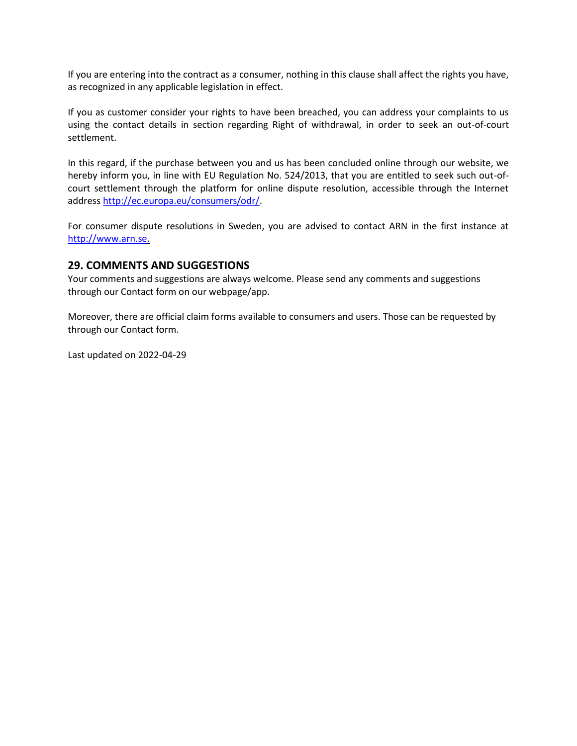If you are entering into the contract as a consumer, nothing in this clause shall affect the rights you have, as recognized in any applicable legislation in effect.

If you as customer consider your rights to have been breached, you can address your complaints to us using the contact details in section regarding Right of withdrawal, in order to seek an out-of-court settlement.

In this regard, if the purchase between you and us has been concluded online through our website, we hereby inform you, in line with EU Regulation No. 524/2013, that you are entitled to seek such out-of-court settlement through the platform for online dispute resolution, accessible through the Internet address [http://ec.europa.eu/consumers/odr/](http://ec.europa.eu/consumers/odr/).

For consumer dispute resolutions in Sweden, you are advised to contact ARN in the first instance at [http://www.arn.se](http://www.arn.se).

## 29. COMMENTS AND SUGGESTIONS

Your comments and suggestions are always welcome. Please send any comments and suggestions through our Contact form on our webpage/app.

Moreover, there are official claim forms available to consumers and users. Those can be requested by through our Contact form.

Last updated on 2022-04-29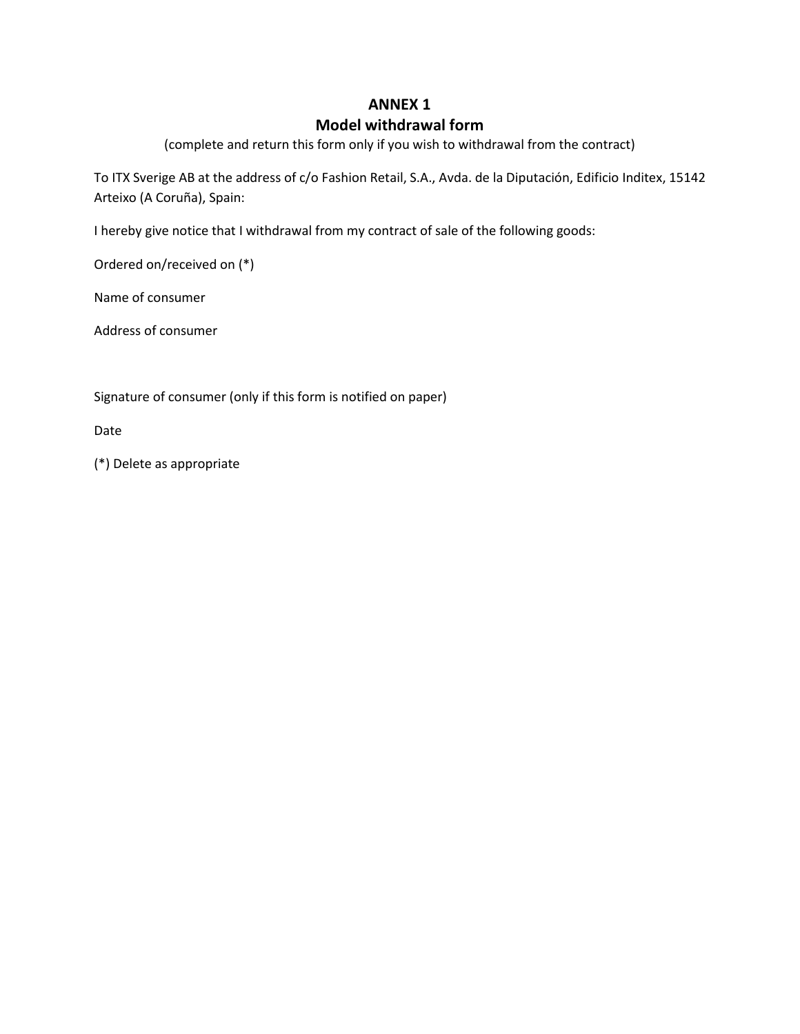# ANNEX 1

## Model withdrawal form

(complete and return this form only if you wish to withdrawal from the contract)

To ITX Sverige AB at the address of c/o Fashion Retail, S.A., Avda. de la Diputación, Edificio Inditex, 15142 Arteixo (A Coruña), Spain:

I hereby give notice that I withdrawal from my contract of sale of the following goods:

Ordered on/received on (*)

Name of consumer

Address of consumer

Signature of consumer (only if this form is notified on paper)

Date

(*) Delete as appropriate